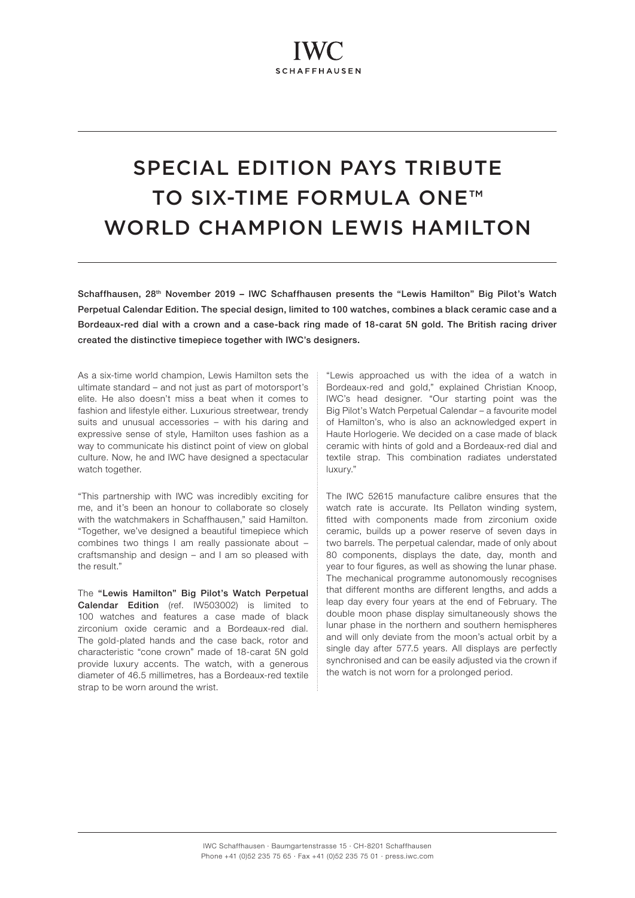IWC SCHAFFHAUSEN

# SPECIAL EDITION PAYS TRIBUTE TO SIX-TIME FORMULA ONE™ WORLD CHAMPION LEWIS HAMILTON

**Schaffhausen, 28th November 2019 – IWC Schaffhausen presents the "Lewis Hamilton" Big Pilot's Watch Perpetual Calendar Edition. The special design, limited to 100 watches, combines a black ceramic case and a Bordeaux-red dial with a crown and a case-back ring made of 18-carat 5N gold. The British racing driver created the distinctive timepiece together with IWC's designers.**

As a six-time world champion, Lewis Hamilton sets the ultimate standard – and not just as part of motorsport's elite. He also doesn't miss a beat when it comes to fashion and lifestyle either. Luxurious streetwear, trendy suits and unusual accessories – with his daring and expressive sense of style, Hamilton uses fashion as a way to communicate his distinct point of view on global culture. Now, he and IWC have designed a spectacular watch together.

"This partnership with IWC was incredibly exciting for me, and it's been an honour to collaborate so closely with the watchmakers in Schaffhausen," said Hamilton. "Together, we've designed a beautiful timepiece which combines two things I am really passionate about – craftsmanship and design – and I am so pleased with the result."

The **"Lewis Hamilton" Big Pilot's Watch Perpetual Calendar Edition** (ref. IW503002) is limited to 100 watches and features a case made of black zirconium oxide ceramic and a Bordeaux-red dial. The gold-plated hands and the case back, rotor and characteristic "cone crown" made of 18-carat 5N gold provide luxury accents. The watch, with a generous diameter of 46.5 millimetres, has a Bordeaux-red textile strap to be worn around the wrist.

"Lewis approached us with the idea of a watch in Bordeaux-red and gold," explained Christian Knoop, IWC's head designer. "Our starting point was the Big Pilot's Watch Perpetual Calendar – a favourite model of Hamilton's, who is also an acknowledged expert in Haute Horlogerie. We decided on a case made of black ceramic with hints of gold and a Bordeaux-red dial and textile strap. This combination radiates understated luxury."

The IWC 52615 manufacture calibre ensures that the watch rate is accurate. Its Pellaton winding system, fitted with components made from zirconium oxide ceramic, builds up a power reserve of seven days in two barrels. The perpetual calendar, made of only about 80 components, displays the date, day, month and year to four figures, as well as showing the lunar phase. The mechanical programme autonomously recognises that different months are different lengths, and adds a leap day every four years at the end of February. The double moon phase display simultaneously shows the lunar phase in the northern and southern hemispheres and will only deviate from the moon's actual orbit by a single day after 577.5 years. All displays are perfectly synchronised and can be easily adjusted via the crown if the watch is not worn for a prolonged period.

IWC Schaffhausen · Baumgartenstrasse 15 · CH-8201 Schaffhausen
Phone +41 (0)52 235 75 65 · Fax +41 (0)52 235 75 01 · press.iwc.com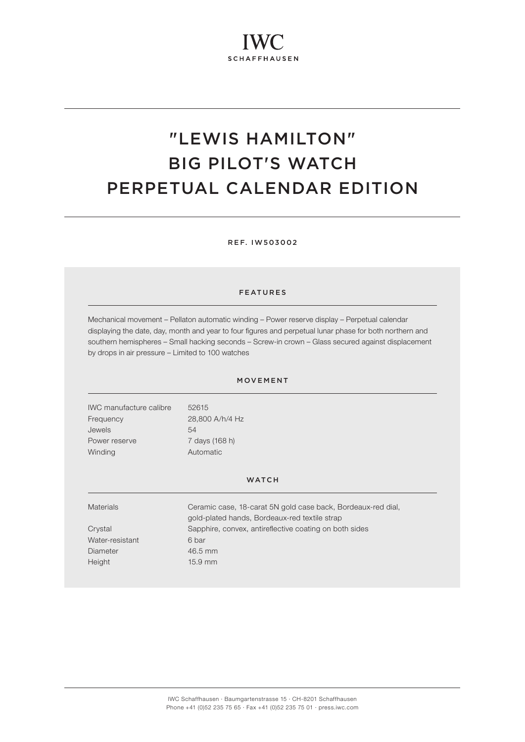IWC
SCHAFFHAUSEN

# "LEWIS HAMILTON" BIG PILOT'S WATCH PERPETUAL CALENDAR EDITION

REF. IW503002

## FEATURES

Mechanical movement – Pellaton automatic winding – Power reserve display – Perpetual calendar displaying the date, day, month and year to four figures and perpetual lunar phase for both northern and southern hemispheres – Small hacking seconds – Screw-in crown – Glass secured against displacement by drops in air pressure – Limited to 100 watches

## MOVEMENT

| | |
|---|---|
| IWC manufacture calibre | 52615 |
| Frequency | 28,800 A/h/4 Hz |
| Jewels | 54 |
| Power reserve | 7 days (168 h) |
| Winding | Automatic |

## WATCH

| | |
|---|---|
| Materials | Ceramic case, 18-carat 5N gold case back, Bordeaux-red dial, gold-plated hands, Bordeaux-red textile strap |
| Crystal | Sapphire, convex, antireflective coating on both sides |
| Water-resistant | 6 bar |
| Diameter | 46.5 mm |
| Height | 15.9 mm |

IWC Schaffhausen · Baumgartenstrasse 15 · CH-8201 Schaffhausen
Phone +41 (0)52 235 75 65 · Fax +41 (0)52 235 75 01 · press.iwc.com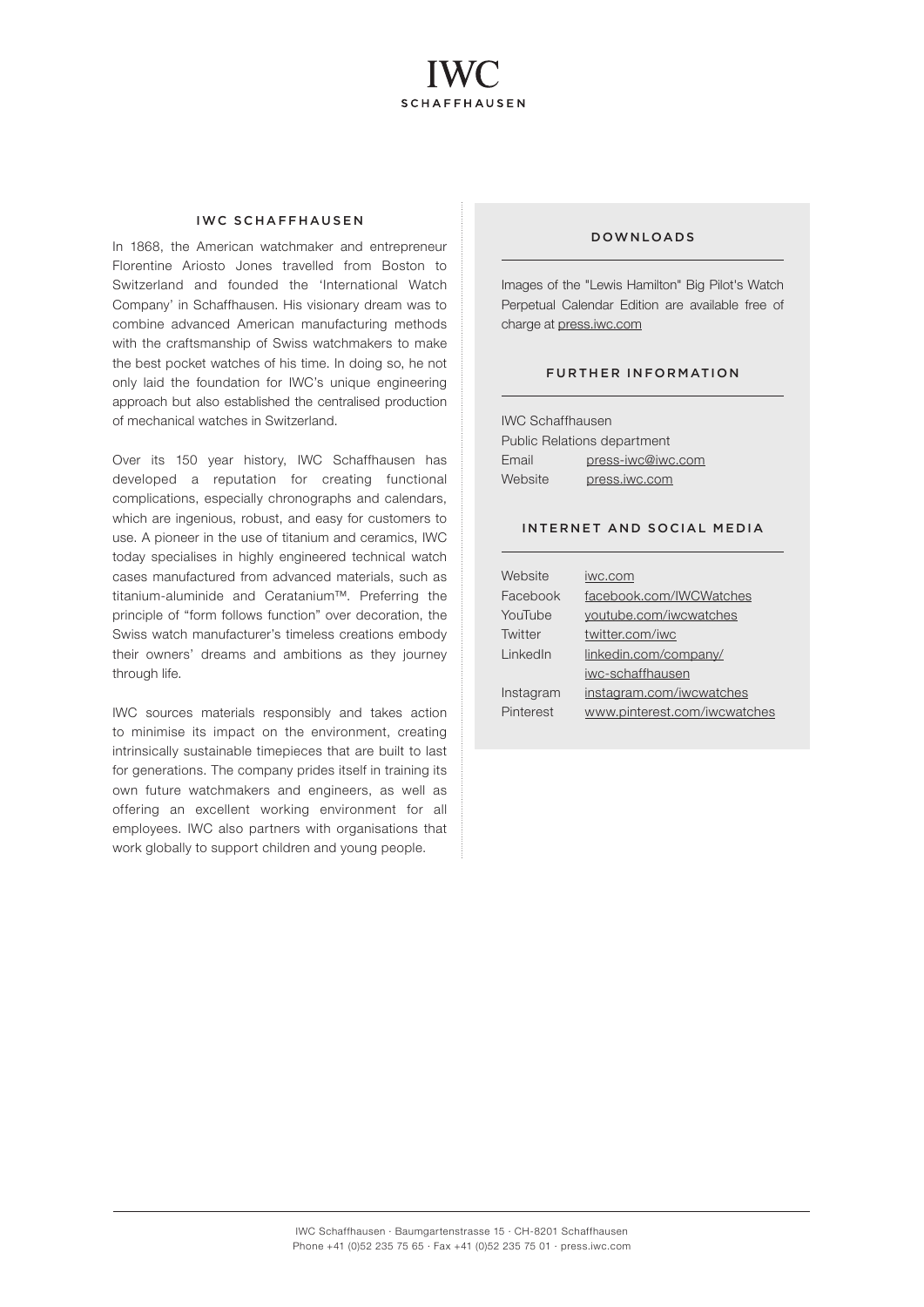## IWC SCHAFFHAUSEN

In 1868, the American watchmaker and entrepreneur Florentine Ariosto Jones travelled from Boston to Switzerland and founded the 'International Watch Company' in Schaffhausen. His visionary dream was to combine advanced American manufacturing methods with the craftsmanship of Swiss watchmakers to make the best pocket watches of his time. In doing so, he not only laid the foundation for IWC's unique engineering approach but also established the centralised production of mechanical watches in Switzerland.

Over its 150 year history, IWC Schaffhausen has developed a reputation for creating functional complications, especially chronographs and calendars, which are ingenious, robust, and easy for customers to use. A pioneer in the use of titanium and ceramics, IWC today specialises in highly engineered technical watch cases manufactured from advanced materials, such as titanium-aluminide and Ceratanium™. Preferring the principle of "form follows function" over decoration, the Swiss watch manufacturer's timeless creations embody their owners' dreams and ambitions as they journey through life.

IWC sources materials responsibly and takes action to minimise its impact on the environment, creating intrinsically sustainable timepieces that are built to last for generations. The company prides itself in training its own future watchmakers and engineers, as well as offering an excellent working environment for all employees. IWC also partners with organisations that work globally to support children and young people.

## DOWNLOADS

Images of the "Lewis Hamilton" Big Pilot's Watch Perpetual Calendar Edition are available free of charge at press.iwc.com

## FURTHER INFORMATION

IWC Schaffhausen
Public Relations department

| | |
|---|---|
| Email | press-iwc@iwc.com |
| Website | press.iwc.com |

## INTERNET AND SOCIAL MEDIA

| | |
|---|---|
| Website | iwc.com |
| Facebook | facebook.com/IWCWatches |
| YouTube | youtube.com/iwcwatches |
| Twitter | twitter.com/iwc |
| LinkedIn | linkedin.com/company/iwc-schaffhausen |
| Instagram | instagram.com/iwcwatches |
| Pinterest | www.pinterest.com/iwcwatches |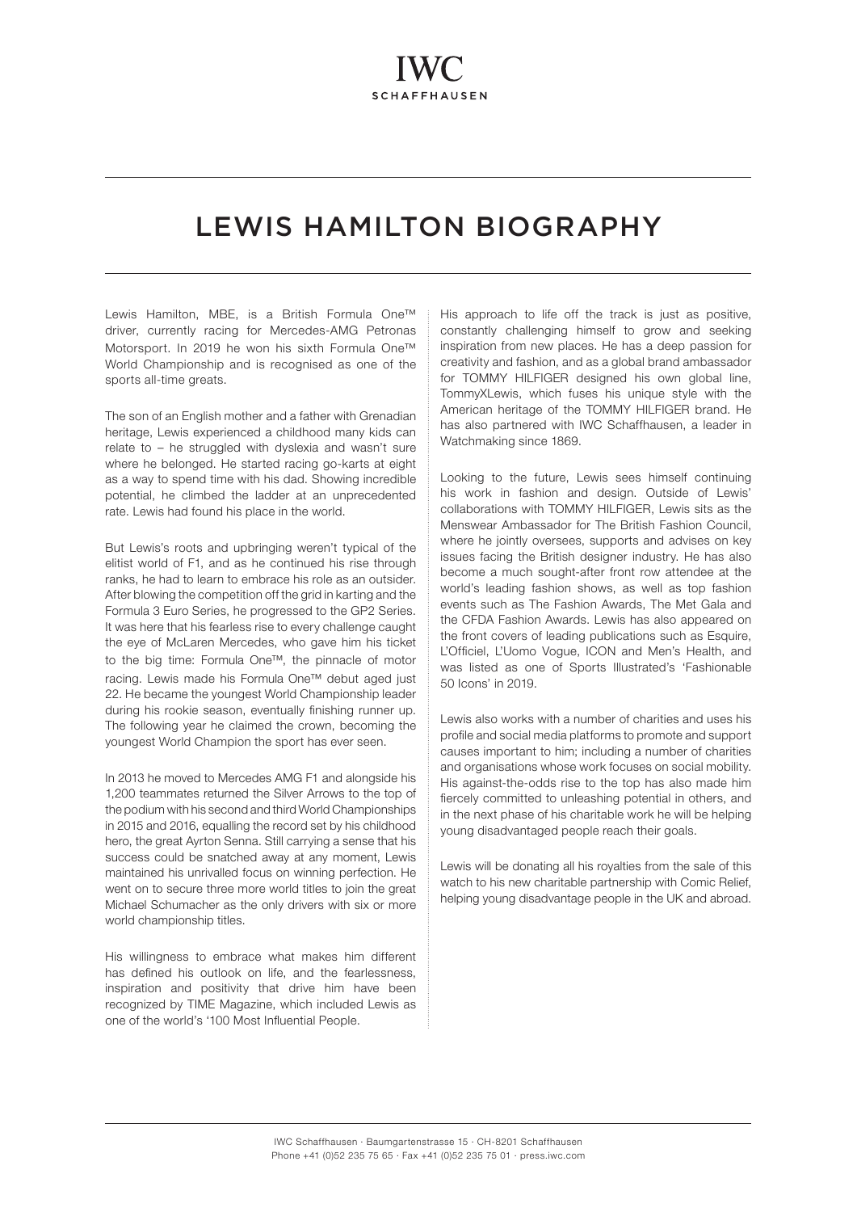IWC SCHAFFHAUSEN

# LEWIS HAMILTON BIOGRAPHY

Lewis Hamilton, MBE, is a British Formula One™ driver, currently racing for Mercedes-AMG Petronas Motorsport. In 2019 he won his sixth Formula One™ World Championship and is recognised as one of the sports all-time greats.

The son of an English mother and a father with Grenadian heritage, Lewis experienced a childhood many kids can relate to – he struggled with dyslexia and wasn't sure where he belonged. He started racing go-karts at eight as a way to spend time with his dad. Showing incredible potential, he climbed the ladder at an unprecedented rate. Lewis had found his place in the world.

But Lewis's roots and upbringing weren't typical of the elitist world of F1, and as he continued his rise through ranks, he had to learn to embrace his role as an outsider. After blowing the competition off the grid in karting and the Formula 3 Euro Series, he progressed to the GP2 Series. It was here that his fearless rise to every challenge caught the eye of McLaren Mercedes, who gave him his ticket to the big time: Formula One™, the pinnacle of motor racing. Lewis made his Formula One™ debut aged just 22. He became the youngest World Championship leader during his rookie season, eventually finishing runner up. The following year he claimed the crown, becoming the youngest World Champion the sport has ever seen.

In 2013 he moved to Mercedes AMG F1 and alongside his 1,200 teammates returned the Silver Arrows to the top of the podium with his second and third World Championships in 2015 and 2016, equalling the record set by his childhood hero, the great Ayrton Senna. Still carrying a sense that his success could be snatched away at any moment, Lewis maintained his unrivalled focus on winning perfection. He went on to secure three more world titles to join the great Michael Schumacher as the only drivers with six or more world championship titles.

His willingness to embrace what makes him different has defined his outlook on life, and the fearlessness, inspiration and positivity that drive him have been recognized by TIME Magazine, which included Lewis as one of the world's '100 Most Influential People.

His approach to life off the track is just as positive, constantly challenging himself to grow and seeking inspiration from new places. He has a deep passion for creativity and fashion, and as a global brand ambassador for TOMMY HILFIGER designed his own global line, TommyXLewis, which fuses his unique style with the American heritage of the TOMMY HILFIGER brand. He has also partnered with IWC Schaffhausen, a leader in Watchmaking since 1869.

Looking to the future, Lewis sees himself continuing his work in fashion and design. Outside of Lewis' collaborations with TOMMY HILFIGER, Lewis sits as the Menswear Ambassador for The British Fashion Council, where he jointly oversees, supports and advises on key issues facing the British designer industry. He has also become a much sought-after front row attendee at the world's leading fashion shows, as well as top fashion events such as The Fashion Awards, The Met Gala and the CFDA Fashion Awards. Lewis has also appeared on the front covers of leading publications such as Esquire, L'Officiel, L'Uomo Vogue, ICON and Men's Health, and was listed as one of Sports Illustrated's 'Fashionable 50 Icons' in 2019.

Lewis also works with a number of charities and uses his profile and social media platforms to promote and support causes important to him; including a number of charities and organisations whose work focuses on social mobility. His against-the-odds rise to the top has also made him fiercely committed to unleashing potential in others, and in the next phase of his charitable work he will be helping young disadvantaged people reach their goals.

Lewis will be donating all his royalties from the sale of this watch to his new charitable partnership with Comic Relief, helping young disadvantage people in the UK and abroad.

IWC Schaffhausen · Baumgartenstrasse 15 · CH-8201 Schaffhausen
Phone +41 (0)52 235 75 65 · Fax +41 (0)52 235 75 01 · press.iwc.com